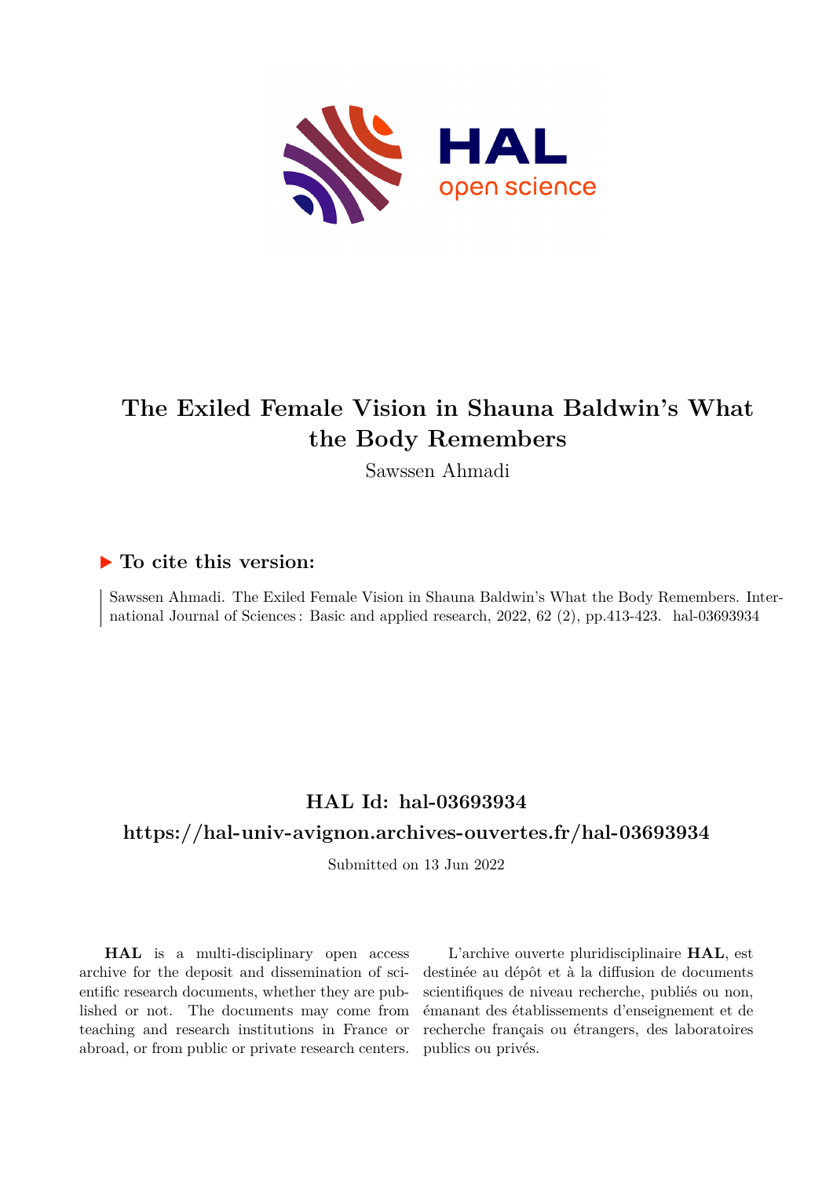# The Exiled Female Vision in Shauna Baldwin's What the Body Remembers

Sawssen Ahmadi

## ▶ To cite this version:

Sawssen Ahmadi. The Exiled Female Vision in Shauna Baldwin's What the Body Remembers. International Journal of Sciences : Basic and applied research, 2022, 62 (2), pp.413-423. hal-03693934

## HAL Id: hal-03693934

## https://hal-univ-avignon.archives-ouvertes.fr/hal-03693934

Submitted on 13 Jun 2022

**HAL** is a multi-disciplinary open access archive for the deposit and dissemination of scientific research documents, whether they are published or not. The documents may come from teaching and research institutions in France or abroad, or from public or private research centers.

L'archive ouverte pluridisciplinaire **HAL**, est destinée au dépôt et à la diffusion de documents scientifiques de niveau recherche, publiés ou non, émanant des établissements d'enseignement et de recherche français ou étrangers, des laboratoires publics ou privés.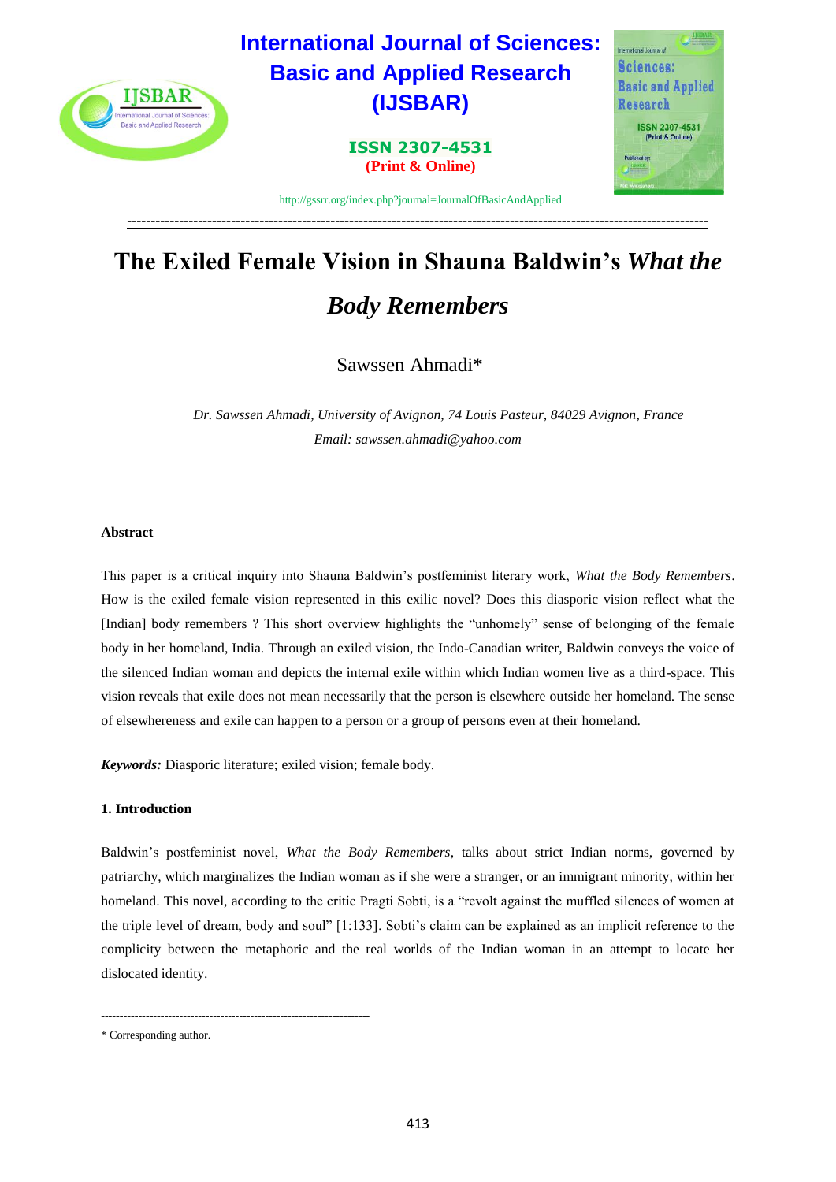# The Exiled Female Vision in Shauna Baldwin's *What the Body Remembers*

Sawssen Ahmadi*

*Dr. Sawssen Ahmadi, University of Avignon, 74 Louis Pasteur, 84029 Avignon, France*
*Email: sawssen.ahmadi@yahoo.com*

## Abstract

This paper is a critical inquiry into Shauna Baldwin's postfeminist literary work, *What the Body Remembers*. How is the exiled female vision represented in this exilic novel? Does this diasporic vision reflect what the [Indian] body remembers ? This short overview highlights the "unhomely" sense of belonging of the female body in her homeland, India. Through an exiled vision, the Indo-Canadian writer, Baldwin conveys the voice of the silenced Indian woman and depicts the internal exile within which Indian women live as a third-space. This vision reveals that exile does not mean necessarily that the person is elsewhere outside her homeland. The sense of elsewhereness and exile can happen to a person or a group of persons even at their homeland.

***Keywords:*** Diasporic literature; exiled vision; female body.

## 1. Introduction

Baldwin's postfeminist novel, *What the Body Remembers*, talks about strict Indian norms, governed by patriarchy, which marginalizes the Indian woman as if she were a stranger, or an immigrant minority, within her homeland. This novel, according to the critic Pragti Sobti, is a "revolt against the muffled silences of women at the triple level of dream, body and soul" [1:133]. Sobti's claim can be explained as an implicit reference to the complicity between the metaphoric and the real worlds of the Indian woman in an attempt to locate her dislocated identity.

---

* Corresponding author.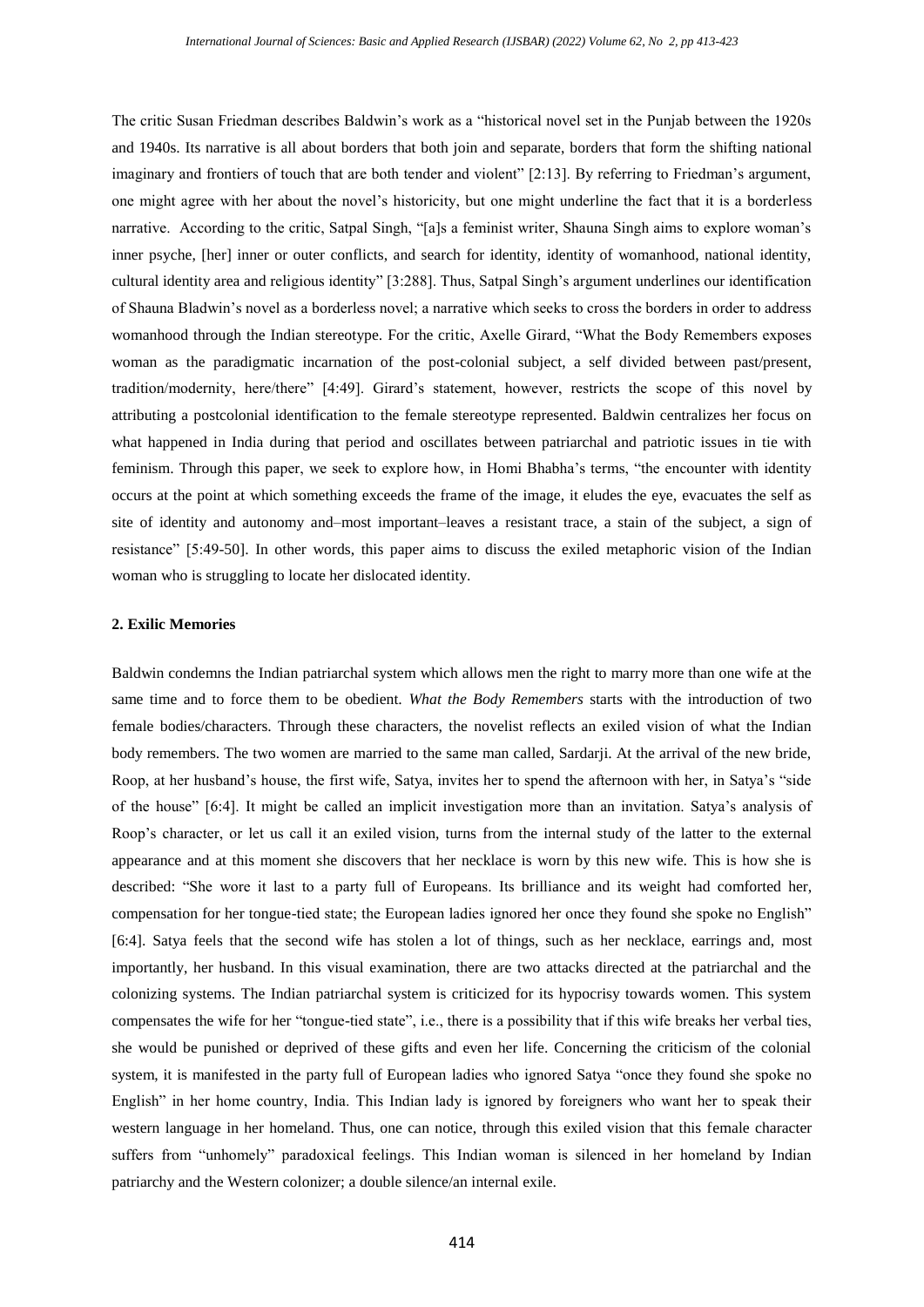The critic Susan Friedman describes Baldwin's work as a "historical novel set in the Punjab between the 1920s and 1940s. Its narrative is all about borders that both join and separate, borders that form the shifting national imaginary and frontiers of touch that are both tender and violent" [2:13]. By referring to Friedman's argument, one might agree with her about the novel's historicity, but one might underline the fact that it is a borderless narrative. According to the critic, Satpal Singh, "[a]s a feminist writer, Shauna Singh aims to explore woman's inner psyche, [her] inner or outer conflicts, and search for identity, identity of womanhood, national identity, cultural identity area and religious identity" [3:288]. Thus, Satpal Singh's argument underlines our identification of Shauna Bladwin's novel as a borderless novel; a narrative which seeks to cross the borders in order to address womanhood through the Indian stereotype. For the critic, Axelle Girard, "What the Body Remembers exposes woman as the paradigmatic incarnation of the post-colonial subject, a self divided between past/present, tradition/modernity, here/there" [4:49]. Girard's statement, however, restricts the scope of this novel by attributing a postcolonial identification to the female stereotype represented. Baldwin centralizes her focus on what happened in India during that period and oscillates between patriarchal and patriotic issues in tie with feminism. Through this paper, we seek to explore how, in Homi Bhabha's terms, "the encounter with identity occurs at the point at which something exceeds the frame of the image, it eludes the eye, evacuates the self as site of identity and autonomy and–most important–leaves a resistant trace, a stain of the subject, a sign of resistance" [5:49-50]. In other words, this paper aims to discuss the exiled metaphoric vision of the Indian woman who is struggling to locate her dislocated identity.

## 2. Exilic Memories

Baldwin condemns the Indian patriarchal system which allows men the right to marry more than one wife at the same time and to force them to be obedient. *What the Body Remembers* starts with the introduction of two female bodies/characters. Through these characters, the novelist reflects an exiled vision of what the Indian body remembers. The two women are married to the same man called, Sardarji. At the arrival of the new bride, Roop, at her husband's house, the first wife, Satya, invites her to spend the afternoon with her, in Satya's "side of the house" [6:4]. It might be called an implicit investigation more than an invitation. Satya's analysis of Roop's character, or let us call it an exiled vision, turns from the internal study of the latter to the external appearance and at this moment she discovers that her necklace is worn by this new wife. This is how she is described: "She wore it last to a party full of Europeans. Its brilliance and its weight had comforted her, compensation for her tongue-tied state; the European ladies ignored her once they found she spoke no English" [6:4]. Satya feels that the second wife has stolen a lot of things, such as her necklace, earrings and, most importantly, her husband. In this visual examination, there are two attacks directed at the patriarchal and the colonizing systems. The Indian patriarchal system is criticized for its hypocrisy towards women. This system compensates the wife for her "tongue-tied state", i.e., there is a possibility that if this wife breaks her verbal ties, she would be punished or deprived of these gifts and even her life. Concerning the criticism of the colonial system, it is manifested in the party full of European ladies who ignored Satya "once they found she spoke no English" in her home country, India. This Indian lady is ignored by foreigners who want her to speak their western language in her homeland. Thus, one can notice, through this exiled vision that this female character suffers from "unhomely" paradoxical feelings. This Indian woman is silenced in her homeland by Indian patriarchy and the Western colonizer; a double silence/an internal exile.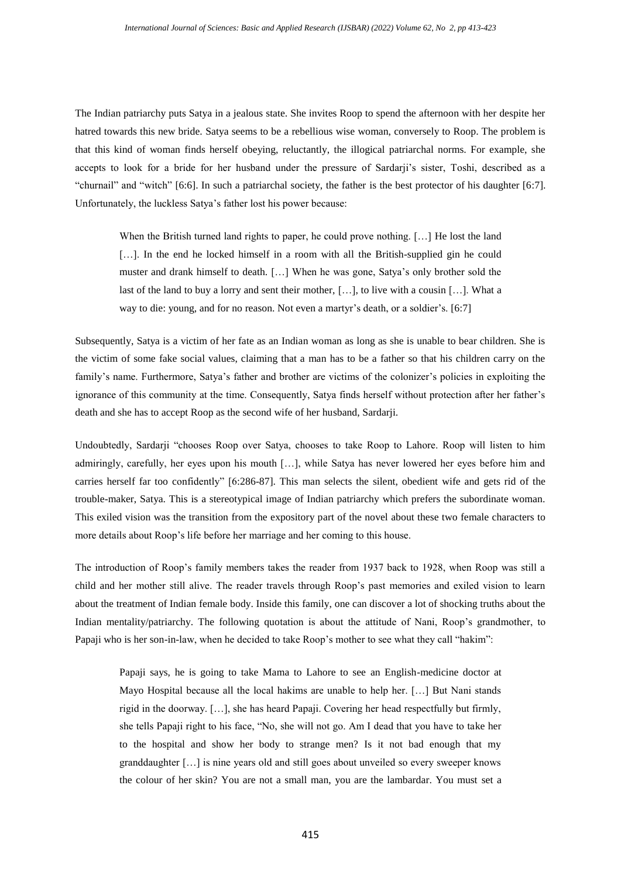The Indian patriarchy puts Satya in a jealous state. She invites Roop to spend the afternoon with her despite her hatred towards this new bride. Satya seems to be a rebellious wise woman, conversely to Roop. The problem is that this kind of woman finds herself obeying, reluctantly, the illogical patriarchal norms. For example, she accepts to look for a bride for her husband under the pressure of Sardarji's sister, Toshi, described as a "churnail" and "witch" [6:6]. In such a patriarchal society, the father is the best protector of his daughter [6:7]. Unfortunately, the luckless Satya's father lost his power because:

> When the British turned land rights to paper, he could prove nothing. […] He lost the land […]. In the end he locked himself in a room with all the British-supplied gin he could muster and drank himself to death. […] When he was gone, Satya's only brother sold the last of the land to buy a lorry and sent their mother, […], to live with a cousin […]. What a way to die: young, and for no reason. Not even a martyr's death, or a soldier's. [6:7]

Subsequently, Satya is a victim of her fate as an Indian woman as long as she is unable to bear children. She is the victim of some fake social values, claiming that a man has to be a father so that his children carry on the family's name. Furthermore, Satya's father and brother are victims of the colonizer's policies in exploiting the ignorance of this community at the time. Consequently, Satya finds herself without protection after her father's death and she has to accept Roop as the second wife of her husband, Sardarji.

Undoubtedly, Sardarji "chooses Roop over Satya, chooses to take Roop to Lahore. Roop will listen to him admiringly, carefully, her eyes upon his mouth […], while Satya has never lowered her eyes before him and carries herself far too confidently" [6:286-87]. This man selects the silent, obedient wife and gets rid of the trouble-maker, Satya. This is a stereotypical image of Indian patriarchy which prefers the subordinate woman. This exiled vision was the transition from the expository part of the novel about these two female characters to more details about Roop's life before her marriage and her coming to this house.

The introduction of Roop's family members takes the reader from 1937 back to 1928, when Roop was still a child and her mother still alive. The reader travels through Roop's past memories and exiled vision to learn about the treatment of Indian female body. Inside this family, one can discover a lot of shocking truths about the Indian mentality/patriarchy. The following quotation is about the attitude of Nani, Roop's grandmother, to Papaji who is her son-in-law, when he decided to take Roop's mother to see what they call "hakim":

> Papaji says, he is going to take Mama to Lahore to see an English-medicine doctor at Mayo Hospital because all the local hakims are unable to help her. […] But Nani stands rigid in the doorway. […], she has heard Papaji. Covering her head respectfully but firmly, she tells Papaji right to his face, "No, she will not go. Am I dead that you have to take her to the hospital and show her body to strange men? Is it not bad enough that my granddaughter […] is nine years old and still goes about unveiled so every sweeper knows the colour of her skin? You are not a small man, you are the lambardar. You must set a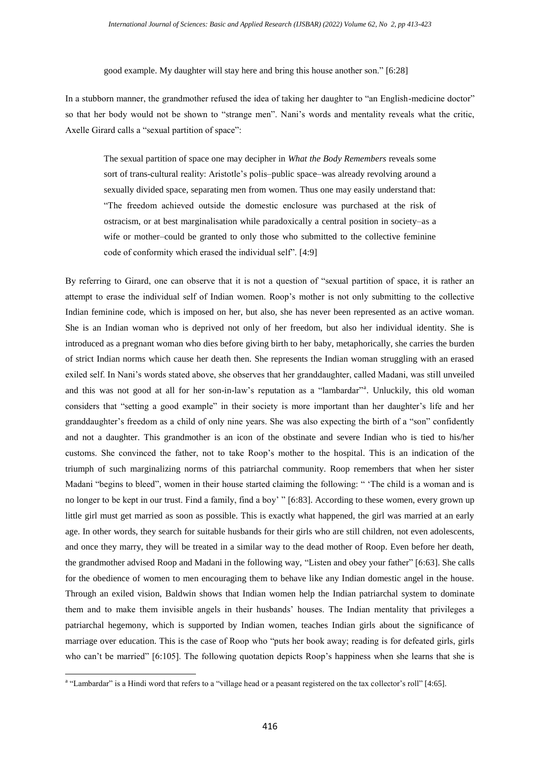good example. My daughter will stay here and bring this house another son." [6:28]

In a stubborn manner, the grandmother refused the idea of taking her daughter to "an English-medicine doctor" so that her body would not be shown to "strange men". Nani's words and mentality reveals what the critic, Axelle Girard calls a "sexual partition of space":

> The sexual partition of space one may decipher in *What the Body Remembers* reveals some sort of trans-cultural reality: Aristotle's polis–public space–was already revolving around a sexually divided space, separating men from women. Thus one may easily understand that: "The freedom achieved outside the domestic enclosure was purchased at the risk of ostracism, or at best marginalisation while paradoxically a central position in society–as a wife or mother–could be granted to only those who submitted to the collective feminine code of conformity which erased the individual self". [4:9]

By referring to Girard, one can observe that it is not a question of "sexual partition of space, it is rather an attempt to erase the individual self of Indian women. Roop's mother is not only submitting to the collective Indian feminine code, which is imposed on her, but also, she has never been represented as an active woman. She is an Indian woman who is deprived not only of her freedom, but also her individual identity. She is introduced as a pregnant woman who dies before giving birth to her baby, metaphorically, she carries the burden of strict Indian norms which cause her death then. She represents the Indian woman struggling with an erased exiled self. In Nani's words stated above, she observes that her granddaughter, called Madani, was still unveiled and this was not good at all for her son-in-law's reputation as a "lambardar"[a]. Unluckily, this old woman considers that "setting a good example" in their society is more important than her daughter's life and her granddaughter's freedom as a child of only nine years. She was also expecting the birth of a "son" confidently and not a daughter. This grandmother is an icon of the obstinate and severe Indian who is tied to his/her customs. She convinced the father, not to take Roop's mother to the hospital. This is an indication of the triumph of such marginalizing norms of this patriarchal community. Roop remembers that when her sister Madani "begins to bleed", women in their house started claiming the following: " 'The child is a woman and is no longer to be kept in our trust. Find a family, find a boy' " [6:83]. According to these women, every grown up little girl must get married as soon as possible. This is exactly what happened, the girl was married at an early age. In other words, they search for suitable husbands for their girls who are still children, not even adolescents, and once they marry, they will be treated in a similar way to the dead mother of Roop. Even before her death, the grandmother advised Roop and Madani in the following way, "Listen and obey your father" [6:63]. She calls for the obedience of women to men encouraging them to behave like any Indian domestic angel in the house. Through an exiled vision, Baldwin shows that Indian women help the Indian patriarchal system to dominate them and to make them invisible angels in their husbands' houses. The Indian mentality that privileges a patriarchal hegemony, which is supported by Indian women, teaches Indian girls about the significance of marriage over education. This is the case of Roop who "puts her book away; reading is for defeated girls, girls who can't be married" [6:105]. The following quotation depicts Roop's happiness when she learns that she is

---

[a] "Lambardar" is a Hindi word that refers to a "village head or a peasant registered on the tax collector's roll" [4:65].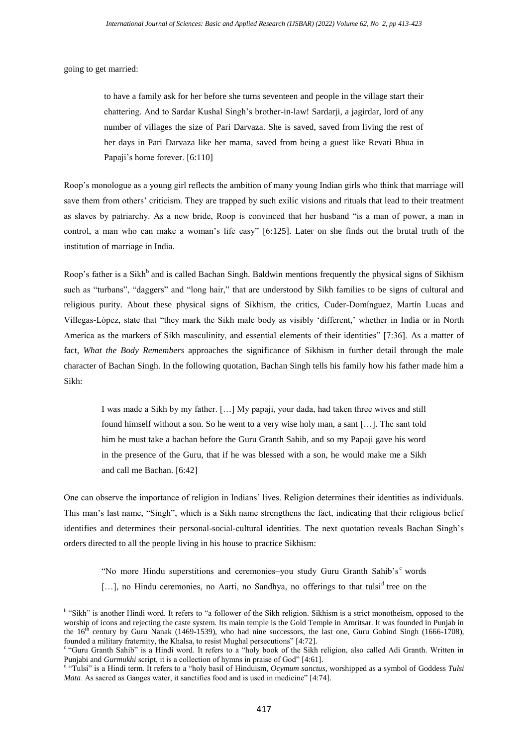going to get married:

> to have a family ask for her before she turns seventeen and people in the village start their chattering. And to Sardar Kushal Singh's brother-in-law! Sardarji, a jagirdar, lord of any number of villages the size of Pari Darvaza. She is saved, saved from living the rest of her days in Pari Darvaza like her mama, saved from being a guest like Revati Bhua in Papaji's home forever. [6:110]

Roop's monologue as a young girl reflects the ambition of many young Indian girls who think that marriage will save them from others' criticism. They are trapped by such exilic visions and rituals that lead to their treatment as slaves by patriarchy. As a new bride, Roop is convinced that her husband "is a man of power, a man in control, a man who can make a woman's life easy" [6:125]. Later on she finds out the brutal truth of the institution of marriage in India.

Roop's father is a Sikh[b] and is called Bachan Singh. Baldwin mentions frequently the physical signs of Sikhism such as "turbans", "daggers" and "long hair," that are understood by Sikh families to be signs of cultural and religious purity. About these physical signs of Sikhism, the critics, Cuder-Domínguez, Martín Lucas and Villegas-López, state that "they mark the Sikh male body as visibly 'different,' whether in India or in North America as the markers of Sikh masculinity, and essential elements of their identities" [7:36]. As a matter of fact, *What the Body Remembers* approaches the significance of Sikhism in further detail through the male character of Bachan Singh. In the following quotation, Bachan Singh tells his family how his father made him a Sikh:

> I was made a Sikh by my father. […] My papaji, your dada, had taken three wives and still found himself without a son. So he went to a very wise holy man, a sant […]. The sant told him he must take a bachan before the Guru Granth Sahib, and so my Papaji gave his word in the presence of the Guru, that if he was blessed with a son, he would make me a Sikh and call me Bachan. [6:42]

One can observe the importance of religion in Indians' lives. Religion determines their identities as individuals. This man's last name, "Singh", which is a Sikh name strengthens the fact, indicating that their religious belief identifies and determines their personal-social-cultural identities. The next quotation reveals Bachan Singh's orders directed to all the people living in his house to practice Sikhism:

> "No more Hindu superstitions and ceremonies–you study Guru Granth Sahib's[c] words […], no Hindu ceremonies, no Aarti, no Sandhya, no offerings to that tulsi[d] tree on the

---

[b] "Sikh" is another Hindi word. It refers to "a follower of the Sikh religion. Sikhism is a strict monotheism, opposed to the worship of icons and rejecting the caste system. Its main temple is the Gold Temple in Amritsar. It was founded in Punjab in the 16th century by Guru Nanak (1469-1539), who had nine successors, the last one, Guru Gobind Singh (1666-1708), founded a military fraternity, the Khalsa, to resist Mughal persecutions" [4:72].

[c] "Guru Granth Sahib" is a Hindi word. It refers to a "holy book of the Sikh religion, also called Adi Granth. Written in Punjabi and *Gurmukhi* script, it is a collection of hymns in praise of God" [4:61].

[d] "Tulsi" is a Hindi term. It refers to a "holy basil of Hinduism, *Ocymum sanctus*, worshipped as a symbol of Goddess *Tulsi Mata*. As sacred as Ganges water, it sanctifies food and is used in medicine" [4:74].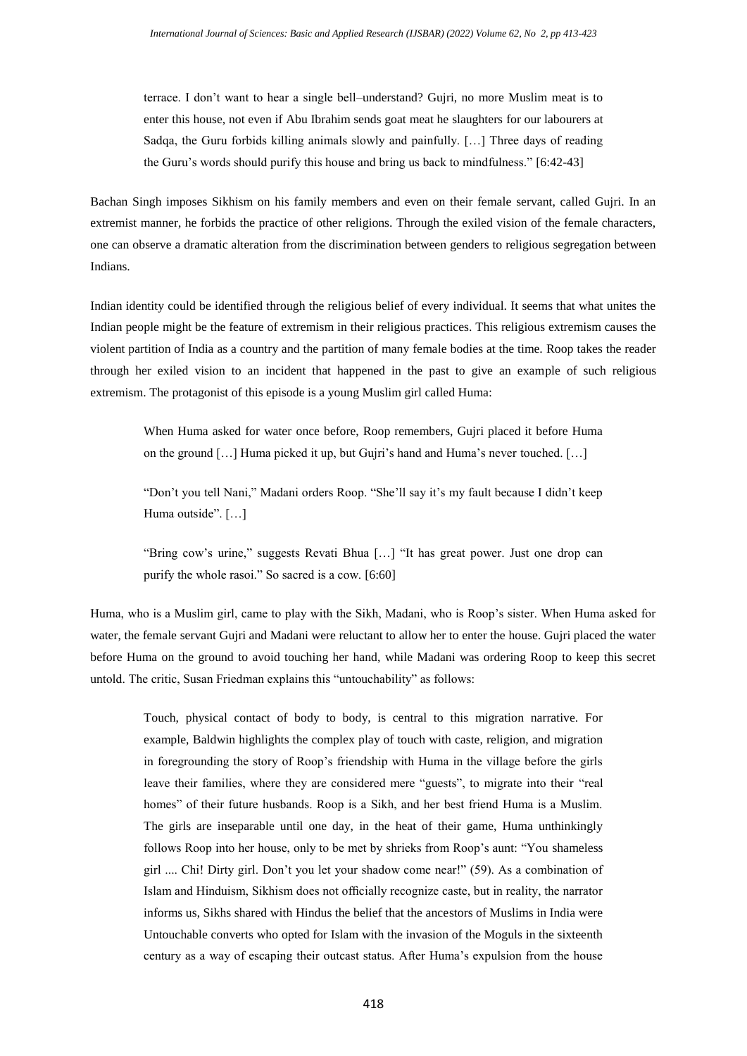> terrace. I don't want to hear a single bell–understand? Gujri, no more Muslim meat is to enter this house, not even if Abu Ibrahim sends goat meat he slaughters for our labourers at Sadqa, the Guru forbids killing animals slowly and painfully. […] Three days of reading the Guru's words should purify this house and bring us back to mindfulness." [6:42-43]

Bachan Singh imposes Sikhism on his family members and even on their female servant, called Gujri. In an extremist manner, he forbids the practice of other religions. Through the exiled vision of the female characters, one can observe a dramatic alteration from the discrimination between genders to religious segregation between Indians.

Indian identity could be identified through the religious belief of every individual. It seems that what unites the Indian people might be the feature of extremism in their religious practices. This religious extremism causes the violent partition of India as a country and the partition of many female bodies at the time. Roop takes the reader through her exiled vision to an incident that happened in the past to give an example of such religious extremism. The protagonist of this episode is a young Muslim girl called Huma:

> When Huma asked for water once before, Roop remembers, Gujri placed it before Huma on the ground […] Huma picked it up, but Gujri's hand and Huma's never touched. […]
>
> "Don't you tell Nani," Madani orders Roop. "She'll say it's my fault because I didn't keep Huma outside". […]
>
> "Bring cow's urine," suggests Revati Bhua […] "It has great power. Just one drop can purify the whole rasoi." So sacred is a cow. [6:60]

Huma, who is a Muslim girl, came to play with the Sikh, Madani, who is Roop's sister. When Huma asked for water, the female servant Gujri and Madani were reluctant to allow her to enter the house. Gujri placed the water before Huma on the ground to avoid touching her hand, while Madani was ordering Roop to keep this secret untold. The critic, Susan Friedman explains this "untouchability" as follows:

> Touch, physical contact of body to body, is central to this migration narrative. For example, Baldwin highlights the complex play of touch with caste, religion, and migration in foregrounding the story of Roop's friendship with Huma in the village before the girls leave their families, where they are considered mere "guests", to migrate into their "real homes" of their future husbands. Roop is a Sikh, and her best friend Huma is a Muslim. The girls are inseparable until one day, in the heat of their game, Huma unthinkingly follows Roop into her house, only to be met by shrieks from Roop's aunt: "You shameless girl .... Chi! Dirty girl. Don't you let your shadow come near!" (59). As a combination of Islam and Hinduism, Sikhism does not officially recognize caste, but in reality, the narrator informs us, Sikhs shared with Hindus the belief that the ancestors of Muslims in India were Untouchable converts who opted for Islam with the invasion of the Moguls in the sixteenth century as a way of escaping their outcast status. After Huma's expulsion from the house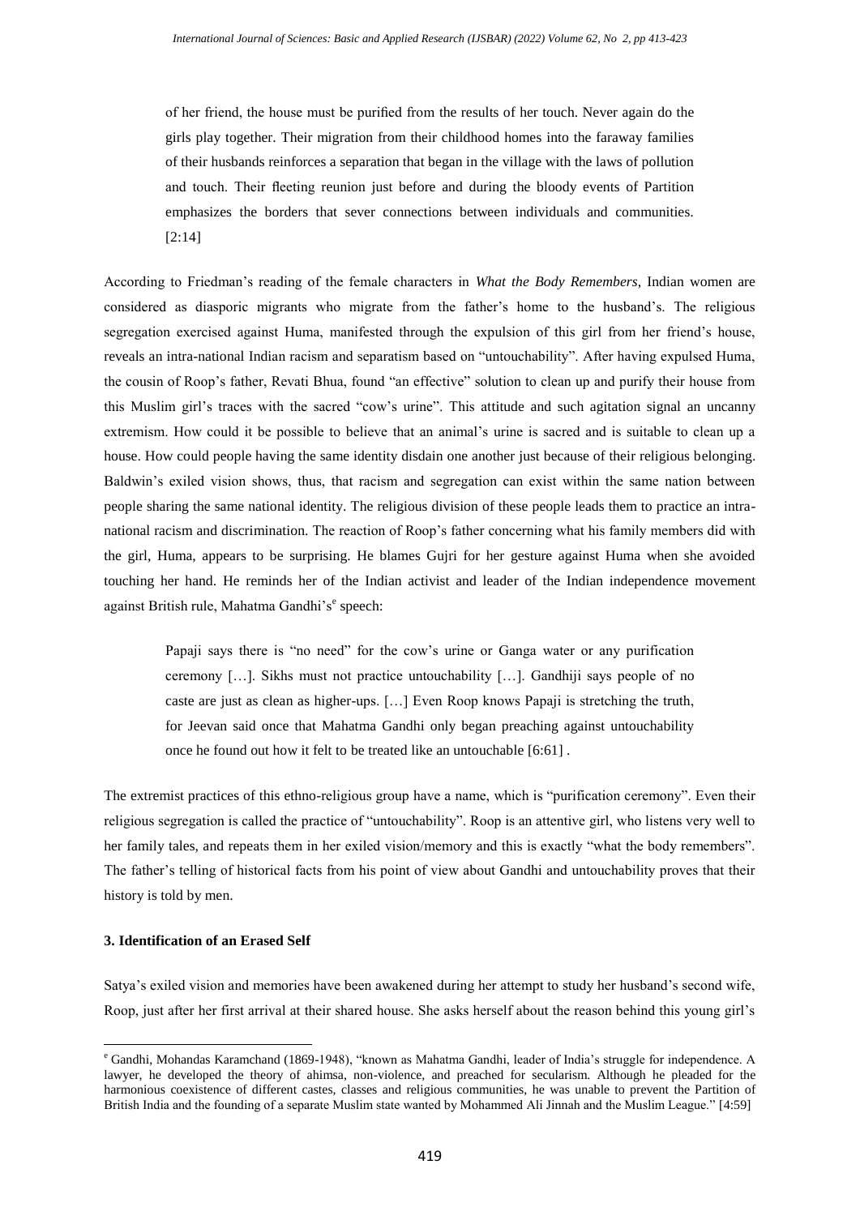> of her friend, the house must be purified from the results of her touch. Never again do the girls play together. Their migration from their childhood homes into the faraway families of their husbands reinforces a separation that began in the village with the laws of pollution and touch. Their fleeting reunion just before and during the bloody events of Partition emphasizes the borders that sever connections between individuals and communities. [2:14]

According to Friedman's reading of the female characters in *What the Body Remembers*, Indian women are considered as diasporic migrants who migrate from the father's home to the husband's. The religious segregation exercised against Huma, manifested through the expulsion of this girl from her friend's house, reveals an intra-national Indian racism and separatism based on "untouchability". After having expulsed Huma, the cousin of Roop's father, Revati Bhua, found "an effective" solution to clean up and purify their house from this Muslim girl's traces with the sacred "cow's urine". This attitude and such agitation signal an uncanny extremism. How could it be possible to believe that an animal's urine is sacred and is suitable to clean up a house. How could people having the same identity disdain one another just because of their religious belonging. Baldwin's exiled vision shows, thus, that racism and segregation can exist within the same nation between people sharing the same national identity. The religious division of these people leads them to practice an intra-national racism and discrimination. The reaction of Roop's father concerning what his family members did with the girl, Huma, appears to be surprising. He blames Gujri for her gesture against Huma when she avoided touching her hand. He reminds her of the Indian activist and leader of the Indian independence movement against British rule, Mahatma Gandhi's[e] speech:

> Papaji says there is "no need" for the cow's urine or Ganga water or any purification ceremony […]. Sikhs must not practice untouchability […]. Gandhiji says people of no caste are just as clean as higher-ups. […] Even Roop knows Papaji is stretching the truth, for Jeevan said once that Mahatma Gandhi only began preaching against untouchability once he found out how it felt to be treated like an untouchable [6:61] .

The extremist practices of this ethno-religious group have a name, which is "purification ceremony". Even their religious segregation is called the practice of "untouchability". Roop is an attentive girl, who listens very well to her family tales, and repeats them in her exiled vision/memory and this is exactly "what the body remembers". The father's telling of historical facts from his point of view about Gandhi and untouchability proves that their history is told by men.

### 3. Identification of an Erased Self

Satya's exiled vision and memories have been awakened during her attempt to study her husband's second wife, Roop, just after her first arrival at their shared house. She asks herself about the reason behind this young girl's

---

[e] Gandhi, Mohandas Karamchand (1869-1948), "known as Mahatma Gandhi, leader of India's struggle for independence. A lawyer, he developed the theory of ahimsa, non-violence, and preached for secularism. Although he pleaded for the harmonious coexistence of different castes, classes and religious communities, he was unable to prevent the Partition of British India and the founding of a separate Muslim state wanted by Mohammed Ali Jinnah and the Muslim League." [4:59]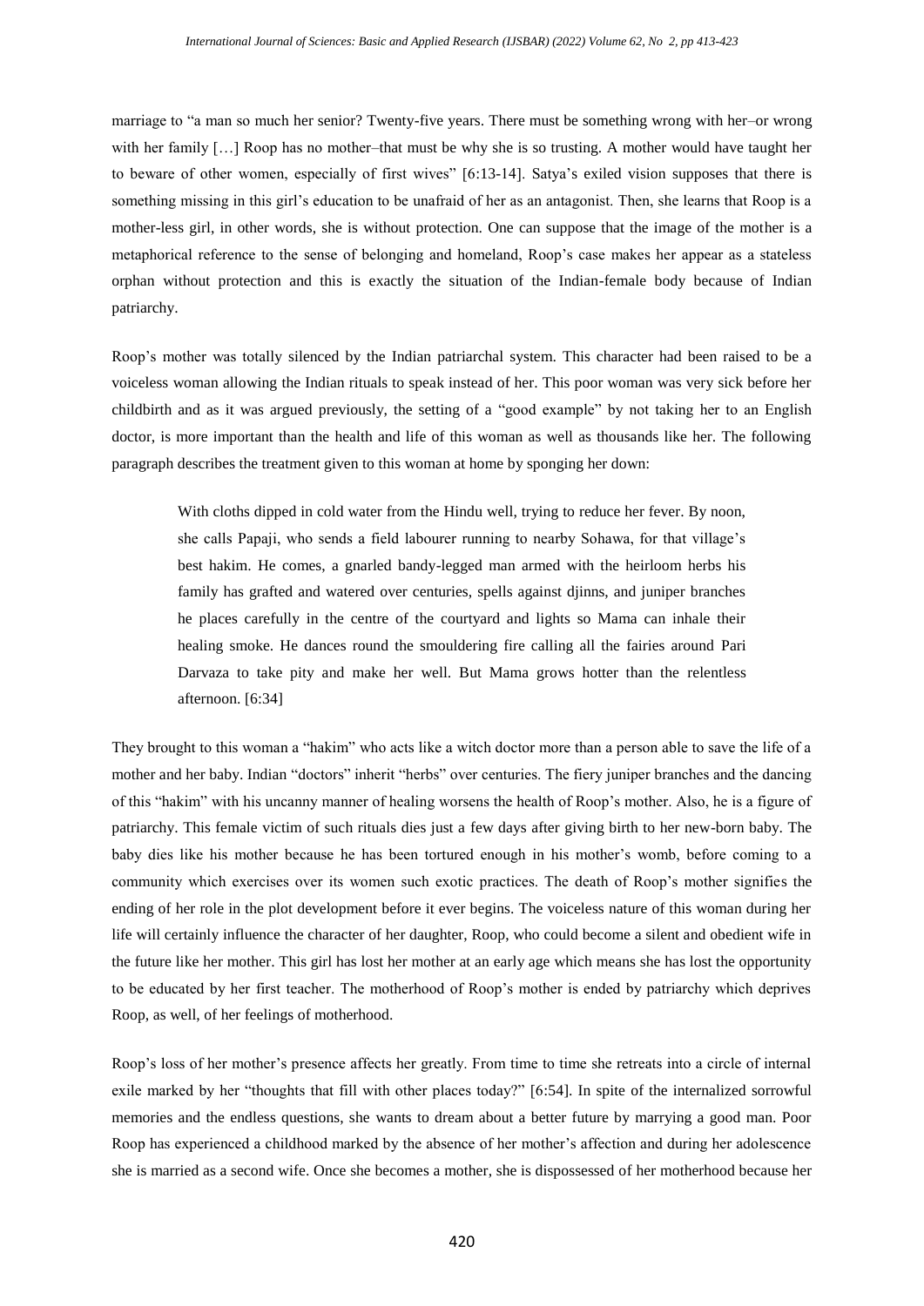marriage to "a man so much her senior? Twenty-five years. There must be something wrong with her–or wrong with her family […] Roop has no mother–that must be why she is so trusting. A mother would have taught her to beware of other women, especially of first wives" [6:13-14]. Satya's exiled vision supposes that there is something missing in this girl's education to be unafraid of her as an antagonist. Then, she learns that Roop is a mother-less girl, in other words, she is without protection. One can suppose that the image of the mother is a metaphorical reference to the sense of belonging and homeland, Roop's case makes her appear as a stateless orphan without protection and this is exactly the situation of the Indian-female body because of Indian patriarchy.

Roop's mother was totally silenced by the Indian patriarchal system. This character had been raised to be a voiceless woman allowing the Indian rituals to speak instead of her. This poor woman was very sick before her childbirth and as it was argued previously, the setting of a "good example" by not taking her to an English doctor, is more important than the health and life of this woman as well as thousands like her. The following paragraph describes the treatment given to this woman at home by sponging her down:

> With cloths dipped in cold water from the Hindu well, trying to reduce her fever. By noon, she calls Papaji, who sends a field labourer running to nearby Sohawa, for that village's best hakim. He comes, a gnarled bandy-legged man armed with the heirloom herbs his family has grafted and watered over centuries, spells against djinns, and juniper branches he places carefully in the centre of the courtyard and lights so Mama can inhale their healing smoke. He dances round the smouldering fire calling all the fairies around Pari Darvaza to take pity and make her well. But Mama grows hotter than the relentless afternoon. [6:34]

They brought to this woman a "hakim" who acts like a witch doctor more than a person able to save the life of a mother and her baby. Indian "doctors" inherit "herbs" over centuries. The fiery juniper branches and the dancing of this "hakim" with his uncanny manner of healing worsens the health of Roop's mother. Also, he is a figure of patriarchy. This female victim of such rituals dies just a few days after giving birth to her new-born baby. The baby dies like his mother because he has been tortured enough in his mother's womb, before coming to a community which exercises over its women such exotic practices. The death of Roop's mother signifies the ending of her role in the plot development before it ever begins. The voiceless nature of this woman during her life will certainly influence the character of her daughter, Roop, who could become a silent and obedient wife in the future like her mother. This girl has lost her mother at an early age which means she has lost the opportunity to be educated by her first teacher. The motherhood of Roop's mother is ended by patriarchy which deprives Roop, as well, of her feelings of motherhood.

Roop's loss of her mother's presence affects her greatly. From time to time she retreats into a circle of internal exile marked by her "thoughts that fill with other places today?" [6:54]. In spite of the internalized sorrowful memories and the endless questions, she wants to dream about a better future by marrying a good man. Poor Roop has experienced a childhood marked by the absence of her mother's affection and during her adolescence she is married as a second wife. Once she becomes a mother, she is dispossessed of her motherhood because her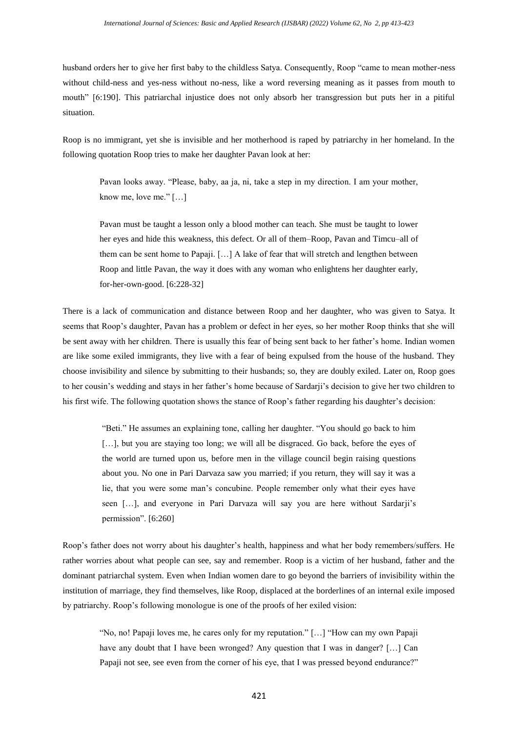husband orders her to give her first baby to the childless Satya. Consequently, Roop "came to mean mother-ness without child-ness and yes-ness without no-ness, like a word reversing meaning as it passes from mouth to mouth" [6:190]. This patriarchal injustice does not only absorb her transgression but puts her in a pitiful situation.

Roop is no immigrant, yet she is invisible and her motherhood is raped by patriarchy in her homeland. In the following quotation Roop tries to make her daughter Pavan look at her:

> Pavan looks away. "Please, baby, aa ja, ni, take a step in my direction. I am your mother, know me, love me." […]
>
> Pavan must be taught a lesson only a blood mother can teach. She must be taught to lower her eyes and hide this weakness, this defect. Or all of them–Roop, Pavan and Timcu–all of them can be sent home to Papaji. […] A lake of fear that will stretch and lengthen between Roop and little Pavan, the way it does with any woman who enlightens her daughter early, for-her-own-good. [6:228-32]

There is a lack of communication and distance between Roop and her daughter, who was given to Satya. It seems that Roop's daughter, Pavan has a problem or defect in her eyes, so her mother Roop thinks that she will be sent away with her children. There is usually this fear of being sent back to her father's home. Indian women are like some exiled immigrants, they live with a fear of being expulsed from the house of the husband. They choose invisibility and silence by submitting to their husbands; so, they are doubly exiled. Later on, Roop goes to her cousin's wedding and stays in her father's home because of Sardarji's decision to give her two children to his first wife. The following quotation shows the stance of Roop's father regarding his daughter's decision:

> "Beti." He assumes an explaining tone, calling her daughter. "You should go back to him […], but you are staying too long; we will all be disgraced. Go back, before the eyes of the world are turned upon us, before men in the village council begin raising questions about you. No one in Pari Darvaza saw you married; if you return, they will say it was a lie, that you were some man's concubine. People remember only what their eyes have seen […], and everyone in Pari Darvaza will say you are here without Sardarji's permission". [6:260]

Roop's father does not worry about his daughter's health, happiness and what her body remembers/suffers. He rather worries about what people can see, say and remember. Roop is a victim of her husband, father and the dominant patriarchal system. Even when Indian women dare to go beyond the barriers of invisibility within the institution of marriage, they find themselves, like Roop, displaced at the borderlines of an internal exile imposed by patriarchy. Roop's following monologue is one of the proofs of her exiled vision:

> "No, no! Papaji loves me, he cares only for my reputation." […] "How can my own Papaji have any doubt that I have been wronged? Any question that I was in danger? […] Can Papaji not see, see even from the corner of his eye, that I was pressed beyond endurance?"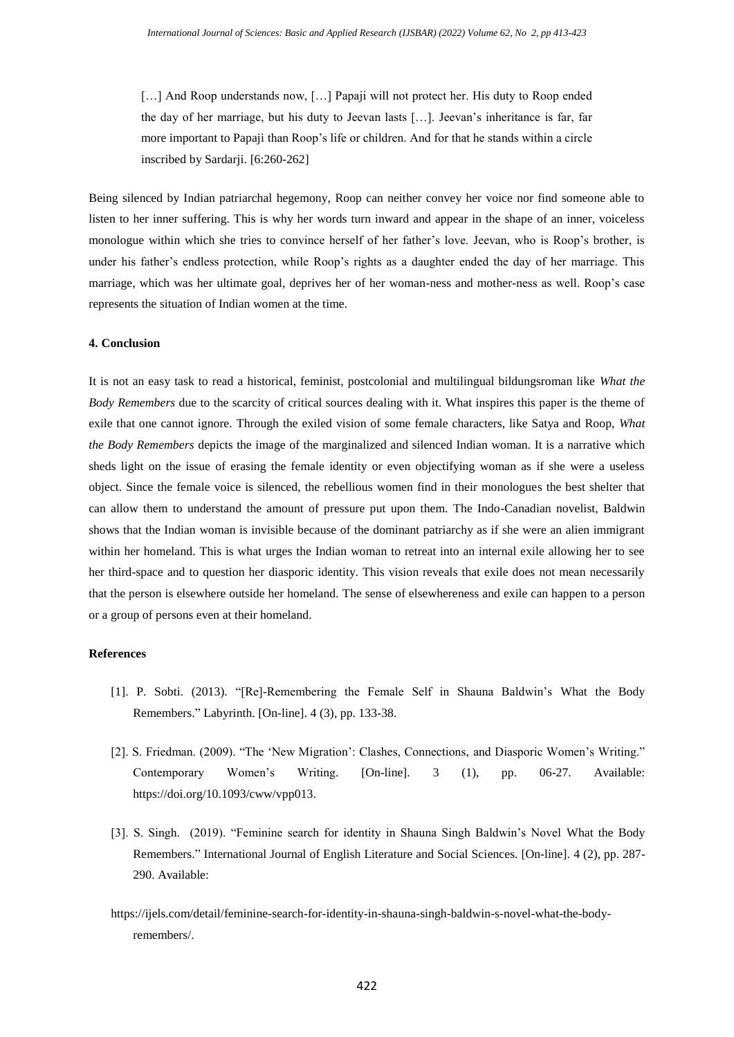> […] And Roop understands now, […] Papaji will not protect her. His duty to Roop ended the day of her marriage, but his duty to Jeevan lasts […]. Jeevan's inheritance is far, far more important to Papaji than Roop's life or children. And for that he stands within a circle inscribed by Sardarji. [6:260-262]

Being silenced by Indian patriarchal hegemony, Roop can neither convey her voice nor find someone able to listen to her inner suffering. This is why her words turn inward and appear in the shape of an inner, voiceless monologue within which she tries to convince herself of her father's love. Jeevan, who is Roop's brother, is under his father's endless protection, while Roop's rights as a daughter ended the day of her marriage. This marriage, which was her ultimate goal, deprives her of her woman-ness and mother-ness as well. Roop's case represents the situation of Indian women at the time.

#### 4. Conclusion

It is not an easy task to read a historical, feminist, postcolonial and multilingual bildungsroman like *What the Body Remembers* due to the scarcity of critical sources dealing with it. What inspires this paper is the theme of exile that one cannot ignore. Through the exiled vision of some female characters, like Satya and Roop, *What the Body Remembers* depicts the image of the marginalized and silenced Indian woman. It is a narrative which sheds light on the issue of erasing the female identity or even objectifying woman as if she were a useless object. Since the female voice is silenced, the rebellious women find in their monologues the best shelter that can allow them to understand the amount of pressure put upon them. The Indo-Canadian novelist, Baldwin shows that the Indian woman is invisible because of the dominant patriarchy as if she were an alien immigrant within her homeland. This is what urges the Indian woman to retreat into an internal exile allowing her to see her third-space and to question her diasporic identity. This vision reveals that exile does not mean necessarily that the person is elsewhere outside her homeland. The sense of elsewhereness and exile can happen to a person or a group of persons even at their homeland.

#### References

[1]. P. Sobti. (2013). "[Re]-Remembering the Female Self in Shauna Baldwin's What the Body Remembers." Labyrinth. [On-line]. 4 (3), pp. 133-38.

[2]. S. Friedman. (2009). "The 'New Migration': Clashes, Connections, and Diasporic Women's Writing." Contemporary Women's Writing. [On-line]. 3 (1), pp. 06-27. Available: https://doi.org/10.1093/cww/vpp013.

[3]. S. Singh. (2019). "Feminine search for identity in Shauna Singh Baldwin's Novel What the Body Remembers." International Journal of English Literature and Social Sciences. [On-line]. 4 (2), pp. 287-290. Available: https://ijels.com/detail/feminine-search-for-identity-in-shauna-singh-baldwin-s-novel-what-the-body-remembers/.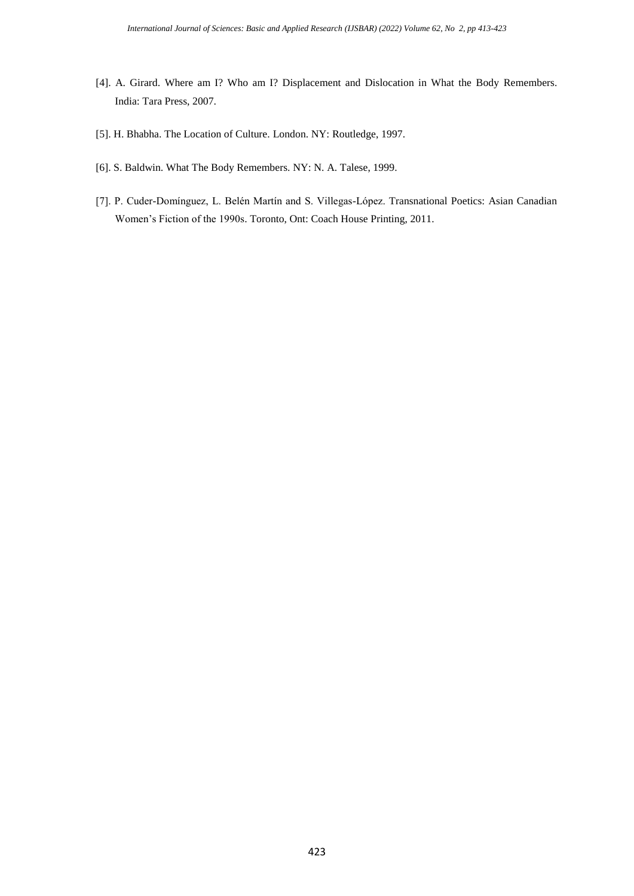[4]. A. Girard. Where am I? Who am I? Displacement and Dislocation in What the Body Remembers. India: Tara Press, 2007.

[5]. H. Bhabha. The Location of Culture. London. NY: Routledge, 1997.

[6]. S. Baldwin. What The Body Remembers. NY: N. A. Talese, 1999.

[7]. P. Cuder-Domínguez, L. Belén Martín and S. Villegas-López. Transnational Poetics: Asian Canadian Women's Fiction of the 1990s. Toronto, Ont: Coach House Printing, 2011.